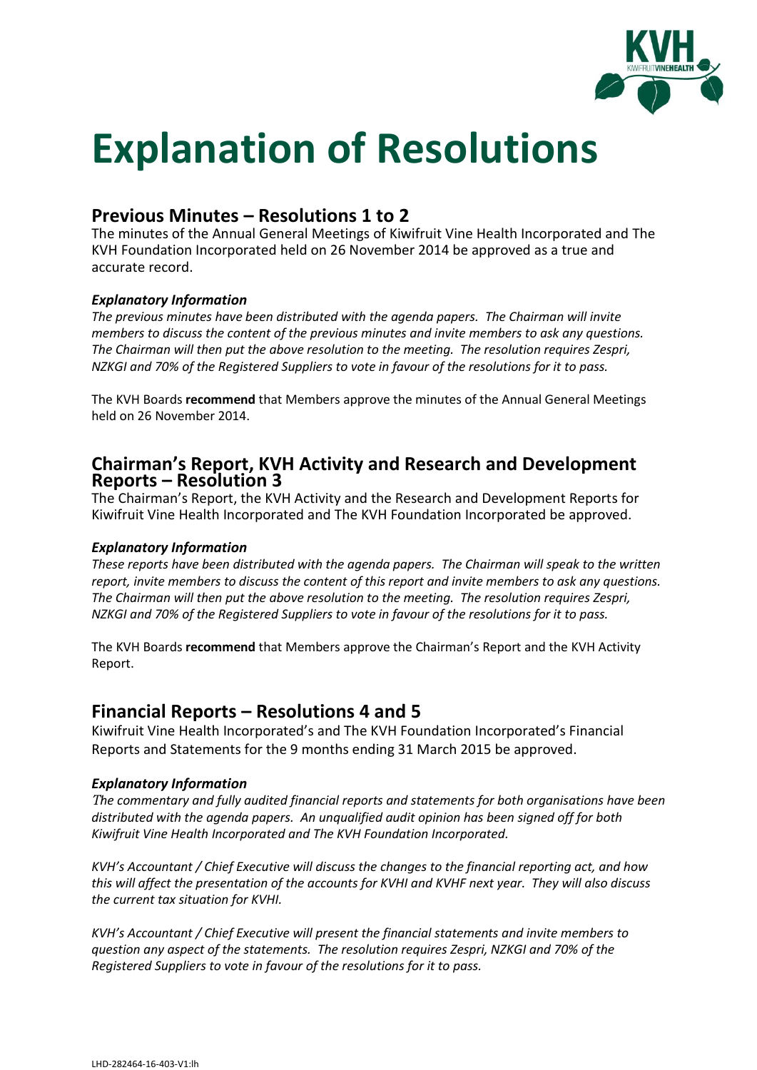# Explanation of Resolutions

## Previous Minutes – Resolutions 1 to 2

The minutes of the Annual General Meetings of Kiwifruit Vine Health Incorporated and The KVH Foundation Incorporated held on 26 November 2014 be approved as a true and accurate record.

### *Explanatory Information*

*The previous minutes have been distributed with the agenda papers. The Chairman will invite members to discuss the content of the previous minutes and invite members to ask any questions. The Chairman will then put the above resolution to the meeting. The resolution requires Zespri, NZKGI and 70% of the Registered Suppliers to vote in favour of the resolutions for it to pass.*

The KVH Boards **recommend** that Members approve the minutes of the Annual General Meetings held on 26 November 2014.

## Chairman's Report, KVH Activity and Research and Development Reports – Resolution 3

The Chairman's Report, the KVH Activity and the Research and Development Reports for Kiwifruit Vine Health Incorporated and The KVH Foundation Incorporated be approved.

### *Explanatory Information*

*These reports have been distributed with the agenda papers. The Chairman will speak to the written report, invite members to discuss the content of this report and invite members to ask any questions. The Chairman will then put the above resolution to the meeting. The resolution requires Zespri, NZKGI and 70% of the Registered Suppliers to vote in favour of the resolutions for it to pass.*

The KVH Boards **recommend** that Members approve the Chairman's Report and the KVH Activity Report.

## Financial Reports – Resolutions 4 and 5

Kiwifruit Vine Health Incorporated's and The KVH Foundation Incorporated's Financial Reports and Statements for the 9 months ending 31 March 2015 be approved.

### *Explanatory Information*

*The commentary and fully audited financial reports and statements for both organisations have been distributed with the agenda papers. An unqualified audit opinion has been signed off for both Kiwifruit Vine Health Incorporated and The KVH Foundation Incorporated.*

*KVH's Accountant / Chief Executive will discuss the changes to the financial reporting act, and how this will affect the presentation of the accounts for KVHI and KVHF next year. They will also discuss the current tax situation for KVHI.*

*KVH's Accountant / Chief Executive will present the financial statements and invite members to question any aspect of the statements. The resolution requires Zespri, NZKGI and 70% of the Registered Suppliers to vote in favour of the resolutions for it to pass.*

LHD-282464-16-403-V1:lh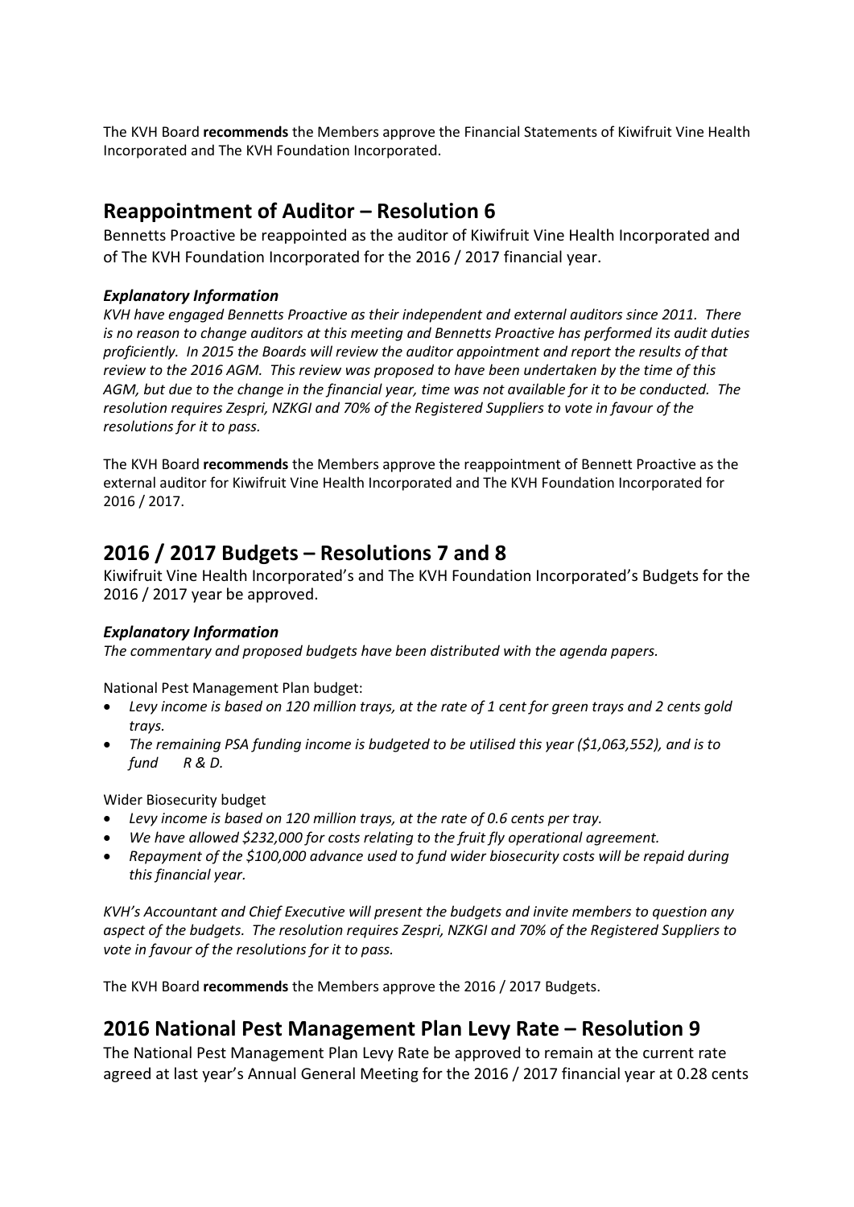The KVH Board **recommends** the Members approve the Financial Statements of Kiwifruit Vine Health Incorporated and The KVH Foundation Incorporated.

## Reappointment of Auditor – Resolution 6

Bennetts Proactive be reappointed as the auditor of Kiwifruit Vine Health Incorporated and of The KVH Foundation Incorporated for the 2016 / 2017 financial year.

### *Explanatory Information*

*KVH have engaged Bennetts Proactive as their independent and external auditors since 2011. There is no reason to change auditors at this meeting and Bennetts Proactive has performed its audit duties proficiently. In 2015 the Boards will review the auditor appointment and report the results of that review to the 2016 AGM. This review was proposed to have been undertaken by the time of this AGM, but due to the change in the financial year, time was not available for it to be conducted. The resolution requires Zespri, NZKGI and 70% of the Registered Suppliers to vote in favour of the resolutions for it to pass.*

The KVH Board **recommends** the Members approve the reappointment of Bennett Proactive as the external auditor for Kiwifruit Vine Health Incorporated and The KVH Foundation Incorporated for 2016 / 2017.

## 2016 / 2017 Budgets – Resolutions 7 and 8

Kiwifruit Vine Health Incorporated's and The KVH Foundation Incorporated's Budgets for the 2016 / 2017 year be approved.

### *Explanatory Information*

*The commentary and proposed budgets have been distributed with the agenda papers.*

National Pest Management Plan budget:

- *Levy income is based on 120 million trays, at the rate of 1 cent for green trays and 2 cents gold trays.*
- *The remaining PSA funding income is budgeted to be utilised this year ($1,063,552), and is to fund R & D.*

Wider Biosecurity budget

- *Levy income is based on 120 million trays, at the rate of 0.6 cents per tray.*
- *We have allowed $232,000 for costs relating to the fruit fly operational agreement.*
- *Repayment of the $100,000 advance used to fund wider biosecurity costs will be repaid during this financial year.*

*KVH's Accountant and Chief Executive will present the budgets and invite members to question any aspect of the budgets. The resolution requires Zespri, NZKGI and 70% of the Registered Suppliers to vote in favour of the resolutions for it to pass.*

The KVH Board **recommends** the Members approve the 2016 / 2017 Budgets.

## 2016 National Pest Management Plan Levy Rate – Resolution 9

The National Pest Management Plan Levy Rate be approved to remain at the current rate agreed at last year's Annual General Meeting for the 2016 / 2017 financial year at 0.28 cents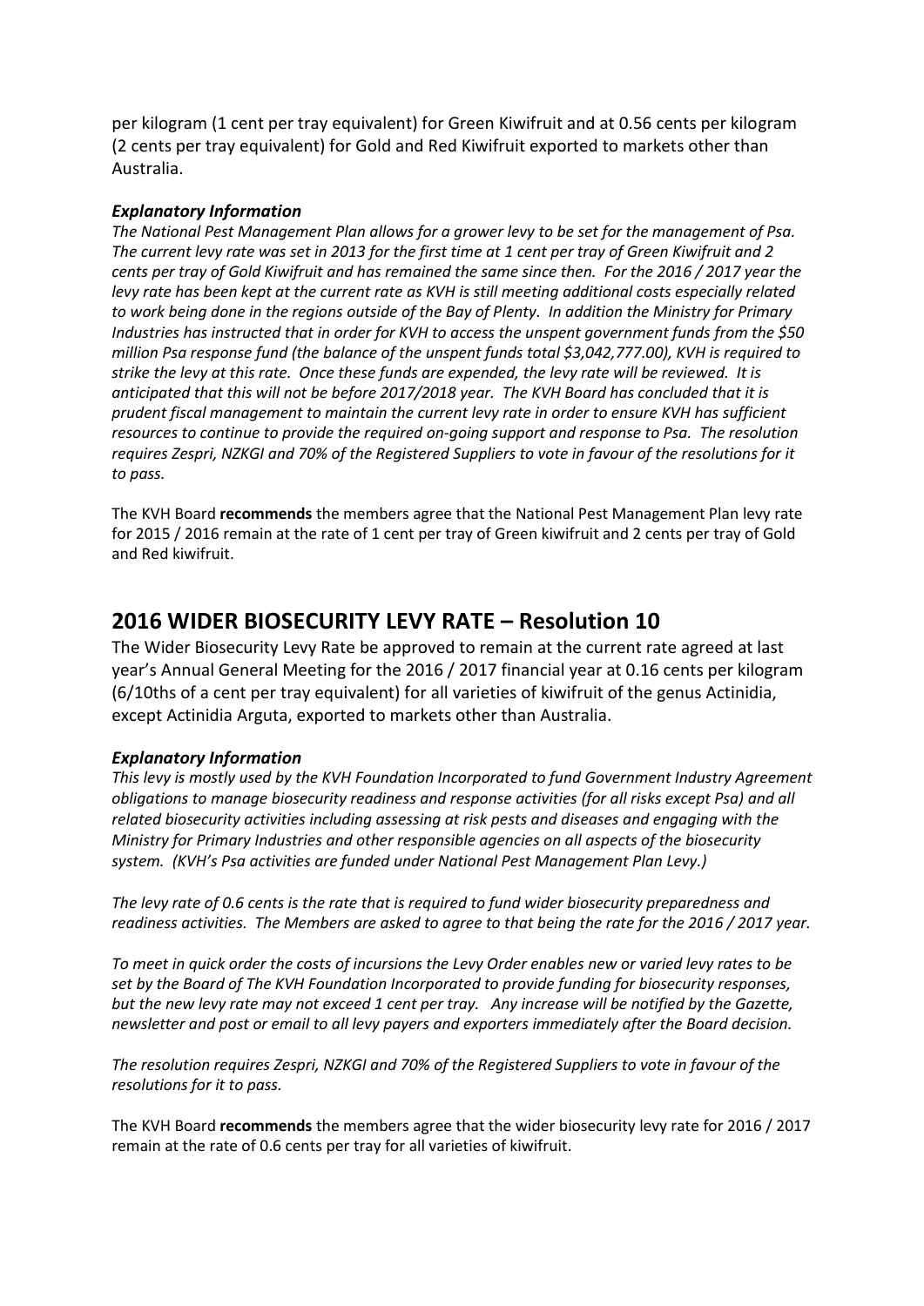per kilogram (1 cent per tray equivalent) for Green Kiwifruit and at 0.56 cents per kilogram (2 cents per tray equivalent) for Gold and Red Kiwifruit exported to markets other than Australia.

### *Explanatory Information*

*The National Pest Management Plan allows for a grower levy to be set for the management of Psa. The current levy rate was set in 2013 for the first time at 1 cent per tray of Green Kiwifruit and 2 cents per tray of Gold Kiwifruit and has remained the same since then. For the 2016 / 2017 year the levy rate has been kept at the current rate as KVH is still meeting additional costs especially related to work being done in the regions outside of the Bay of Plenty. In addition the Ministry for Primary Industries has instructed that in order for KVH to access the unspent government funds from the $50 million Psa response fund (the balance of the unspent funds total $3,042,777.00), KVH is required to strike the levy at this rate. Once these funds are expended, the levy rate will be reviewed. It is anticipated that this will not be before 2017/2018 year. The KVH Board has concluded that it is prudent fiscal management to maintain the current levy rate in order to ensure KVH has sufficient resources to continue to provide the required on-going support and response to Psa. The resolution requires Zespri, NZKGI and 70% of the Registered Suppliers to vote in favour of the resolutions for it to pass.*

The KVH Board **recommends** the members agree that the National Pest Management Plan levy rate for 2015 / 2016 remain at the rate of 1 cent per tray of Green kiwifruit and 2 cents per tray of Gold and Red kiwifruit.

## 2016 WIDER BIOSECURITY LEVY RATE – Resolution 10

The Wider Biosecurity Levy Rate be approved to remain at the current rate agreed at last year's Annual General Meeting for the 2016 / 2017 financial year at 0.16 cents per kilogram (6/10ths of a cent per tray equivalent) for all varieties of kiwifruit of the genus Actinidia, except Actinidia Arguta, exported to markets other than Australia.

### *Explanatory Information*

*This levy is mostly used by the KVH Foundation Incorporated to fund Government Industry Agreement obligations to manage biosecurity readiness and response activities (for all risks except Psa) and all related biosecurity activities including assessing at risk pests and diseases and engaging with the Ministry for Primary Industries and other responsible agencies on all aspects of the biosecurity system. (KVH's Psa activities are funded under National Pest Management Plan Levy.)*

*The levy rate of 0.6 cents is the rate that is required to fund wider biosecurity preparedness and readiness activities. The Members are asked to agree to that being the rate for the 2016 / 2017 year.*

*To meet in quick order the costs of incursions the Levy Order enables new or varied levy rates to be set by the Board of The KVH Foundation Incorporated to provide funding for biosecurity responses, but the new levy rate may not exceed 1 cent per tray. Any increase will be notified by the Gazette, newsletter and post or email to all levy payers and exporters immediately after the Board decision.*

*The resolution requires Zespri, NZKGI and 70% of the Registered Suppliers to vote in favour of the resolutions for it to pass.*

The KVH Board **recommends** the members agree that the wider biosecurity levy rate for 2016 / 2017 remain at the rate of 0.6 cents per tray for all varieties of kiwifruit.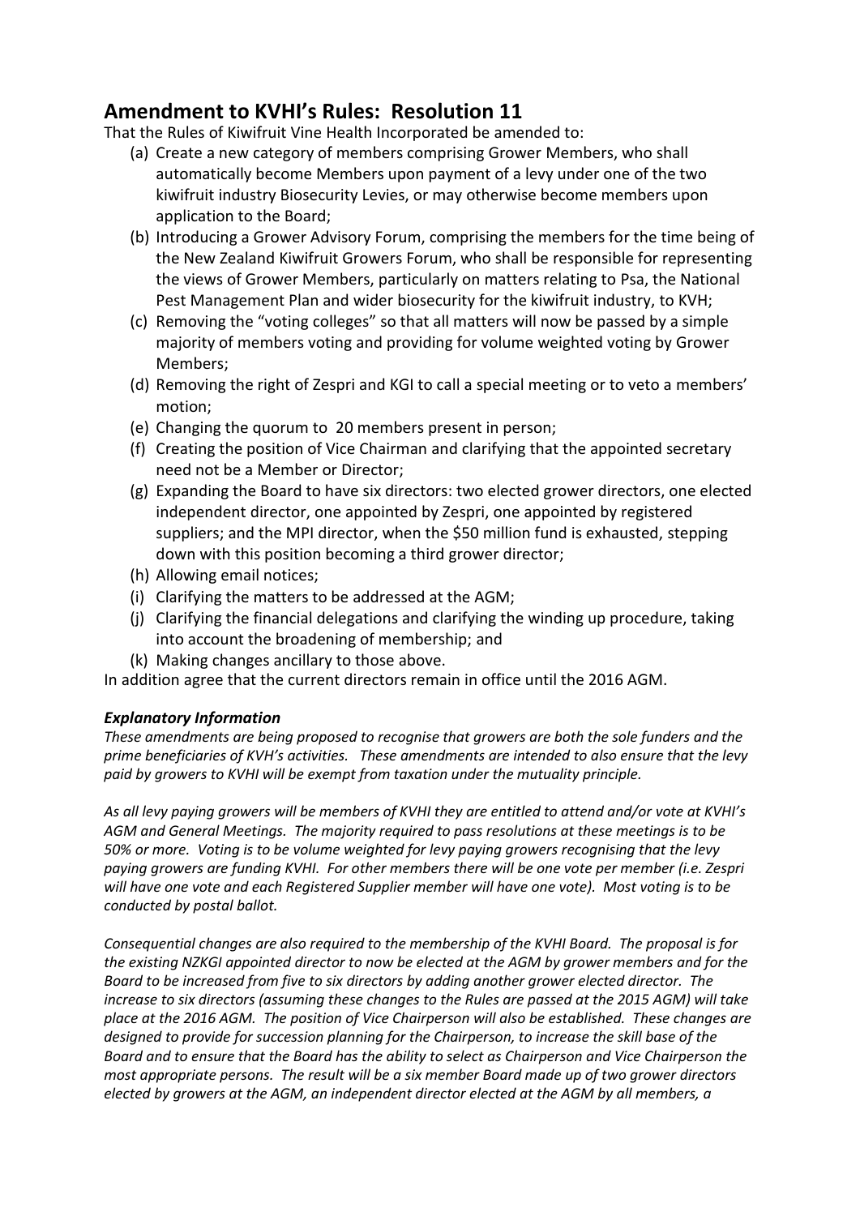## Amendment to KVHI's Rules: Resolution 11

That the Rules of Kiwifruit Vine Health Incorporated be amended to:

(a) Create a new category of members comprising Grower Members, who shall automatically become Members upon payment of a levy under one of the two kiwifruit industry Biosecurity Levies, or may otherwise become members upon application to the Board;
(b) Introducing a Grower Advisory Forum, comprising the members for the time being of the New Zealand Kiwifruit Growers Forum, who shall be responsible for representing the views of Grower Members, particularly on matters relating to Psa, the National Pest Management Plan and wider biosecurity for the kiwifruit industry, to KVH;
(c) Removing the "voting colleges" so that all matters will now be passed by a simple majority of members voting and providing for volume weighted voting by Grower Members;
(d) Removing the right of Zespri and KGI to call a special meeting or to veto a members' motion;
(e) Changing the quorum to 20 members present in person;
(f) Creating the position of Vice Chairman and clarifying that the appointed secretary need not be a Member or Director;
(g) Expanding the Board to have six directors: two elected grower directors, one elected independent director, one appointed by Zespri, one appointed by registered suppliers; and the MPI director, when the $50 million fund is exhausted, stepping down with this position becoming a third grower director;
(h) Allowing email notices;
(i) Clarifying the matters to be addressed at the AGM;
(j) Clarifying the financial delegations and clarifying the winding up procedure, taking into account the broadening of membership; and
(k) Making changes ancillary to those above.

In addition agree that the current directors remain in office until the 2016 AGM.

### *Explanatory Information*

*These amendments are being proposed to recognise that growers are both the sole funders and the prime beneficiaries of KVH's activities. These amendments are intended to also ensure that the levy paid by growers to KVHI will be exempt from taxation under the mutuality principle.*

*As all levy paying growers will be members of KVHI they are entitled to attend and/or vote at KVHI's AGM and General Meetings. The majority required to pass resolutions at these meetings is to be 50% or more. Voting is to be volume weighted for levy paying growers recognising that the levy paying growers are funding KVHI. For other members there will be one vote per member (i.e. Zespri will have one vote and each Registered Supplier member will have one vote). Most voting is to be conducted by postal ballot.*

*Consequential changes are also required to the membership of the KVHI Board. The proposal is for the existing NZKGI appointed director to now be elected at the AGM by grower members and for the Board to be increased from five to six directors by adding another grower elected director. The increase to six directors (assuming these changes to the Rules are passed at the 2015 AGM) will take place at the 2016 AGM. The position of Vice Chairperson will also be established. These changes are designed to provide for succession planning for the Chairperson, to increase the skill base of the Board and to ensure that the Board has the ability to select as Chairperson and Vice Chairperson the most appropriate persons. The result will be a six member Board made up of two grower directors elected by growers at the AGM, an independent director elected at the AGM by all members, a*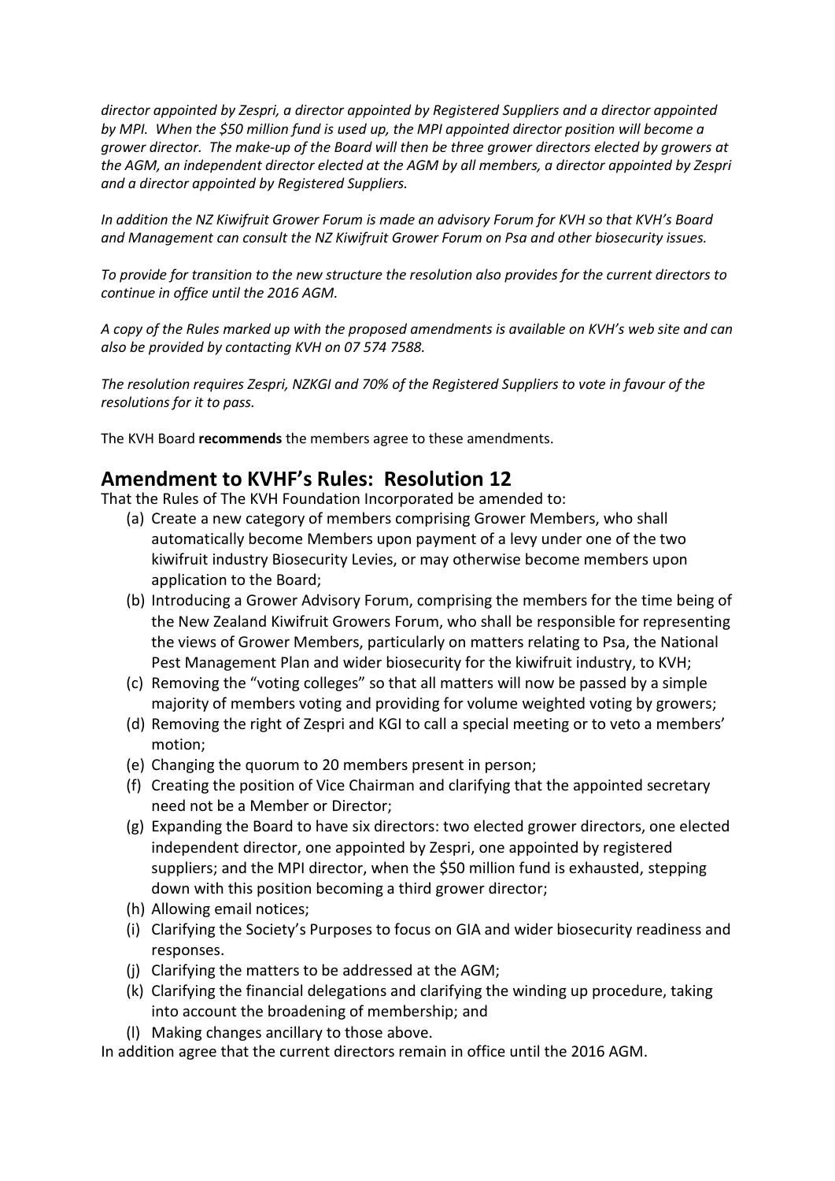*director appointed by Zespri, a director appointed by Registered Suppliers and a director appointed by MPI. When the $50 million fund is used up, the MPI appointed director position will become a grower director. The make-up of the Board will then be three grower directors elected by growers at the AGM, an independent director elected at the AGM by all members, a director appointed by Zespri and a director appointed by Registered Suppliers.*

*In addition the NZ Kiwifruit Grower Forum is made an advisory Forum for KVH so that KVH's Board and Management can consult the NZ Kiwifruit Grower Forum on Psa and other biosecurity issues.*

*To provide for transition to the new structure the resolution also provides for the current directors to continue in office until the 2016 AGM.*

*A copy of the Rules marked up with the proposed amendments is available on KVH's web site and can also be provided by contacting KVH on 07 574 7588.*

*The resolution requires Zespri, NZKGI and 70% of the Registered Suppliers to vote in favour of the resolutions for it to pass.*

The KVH Board **recommends** the members agree to these amendments.

## Amendment to KVHF's Rules: Resolution 12

That the Rules of The KVH Foundation Incorporated be amended to:

(a) Create a new category of members comprising Grower Members, who shall automatically become Members upon payment of a levy under one of the two kiwifruit industry Biosecurity Levies, or may otherwise become members upon application to the Board;
(b) Introducing a Grower Advisory Forum, comprising the members for the time being of the New Zealand Kiwifruit Growers Forum, who shall be responsible for representing the views of Grower Members, particularly on matters relating to Psa, the National Pest Management Plan and wider biosecurity for the kiwifruit industry, to KVH;
(c) Removing the "voting colleges" so that all matters will now be passed by a simple majority of members voting and providing for volume weighted voting by growers;
(d) Removing the right of Zespri and KGI to call a special meeting or to veto a members' motion;
(e) Changing the quorum to 20 members present in person;
(f) Creating the position of Vice Chairman and clarifying that the appointed secretary need not be a Member or Director;
(g) Expanding the Board to have six directors: two elected grower directors, one elected independent director, one appointed by Zespri, one appointed by registered suppliers; and the MPI director, when the $50 million fund is exhausted, stepping down with this position becoming a third grower director;
(h) Allowing email notices;
(i) Clarifying the Society's Purposes to focus on GIA and wider biosecurity readiness and responses.
(j) Clarifying the matters to be addressed at the AGM;
(k) Clarifying the financial delegations and clarifying the winding up procedure, taking into account the broadening of membership; and
(l) Making changes ancillary to those above.

In addition agree that the current directors remain in office until the 2016 AGM.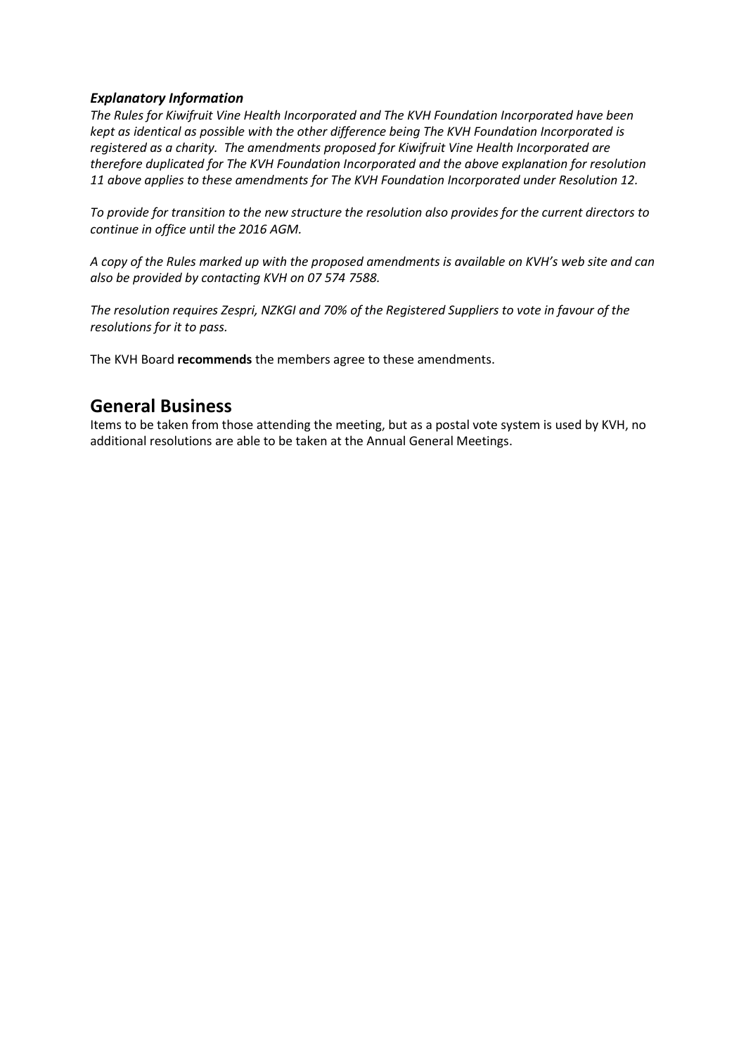***Explanatory Information***

*The Rules for Kiwifruit Vine Health Incorporated and The KVH Foundation Incorporated have been kept as identical as possible with the other difference being The KVH Foundation Incorporated is registered as a charity. The amendments proposed for Kiwifruit Vine Health Incorporated are therefore duplicated for The KVH Foundation Incorporated and the above explanation for resolution 11 above applies to these amendments for The KVH Foundation Incorporated under Resolution 12.*

*To provide for transition to the new structure the resolution also provides for the current directors to continue in office until the 2016 AGM.*

*A copy of the Rules marked up with the proposed amendments is available on KVH's web site and can also be provided by contacting KVH on 07 574 7588.*

*The resolution requires Zespri, NZKGI and 70% of the Registered Suppliers to vote in favour of the resolutions for it to pass.*

The KVH Board **recommends** the members agree to these amendments.

## General Business

Items to be taken from those attending the meeting, but as a postal vote system is used by KVH, no additional resolutions are able to be taken at the Annual General Meetings.